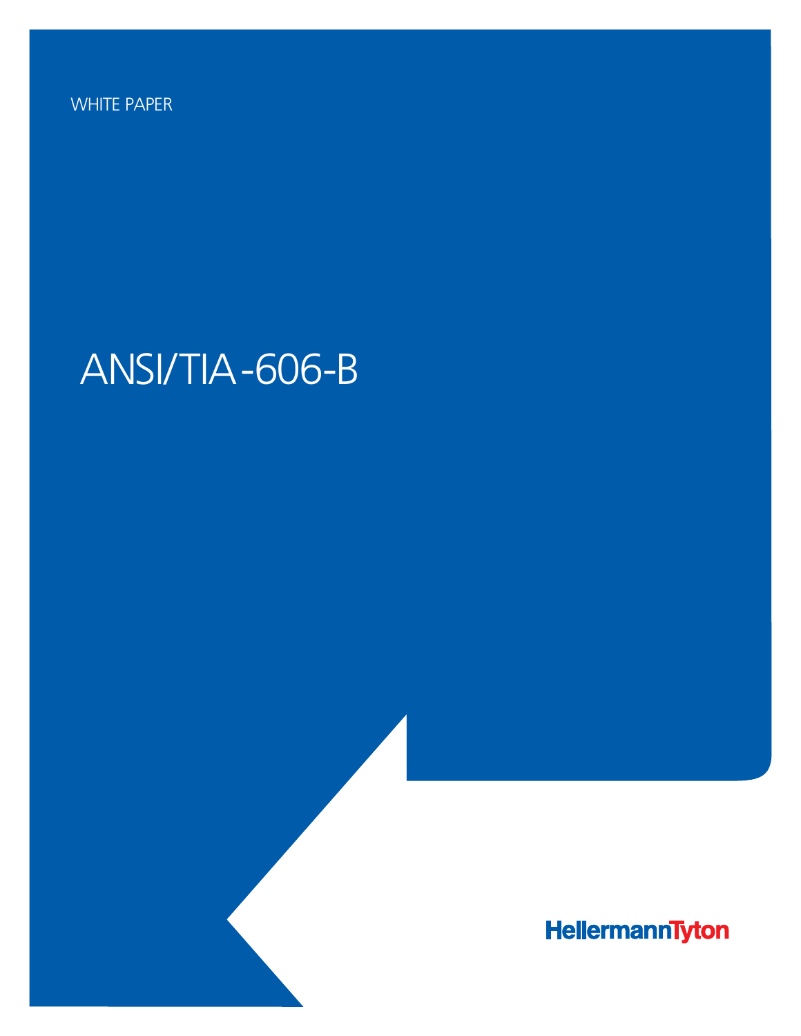WHITE PAPER

# ANSI/TIA-606-B

HellermannTyton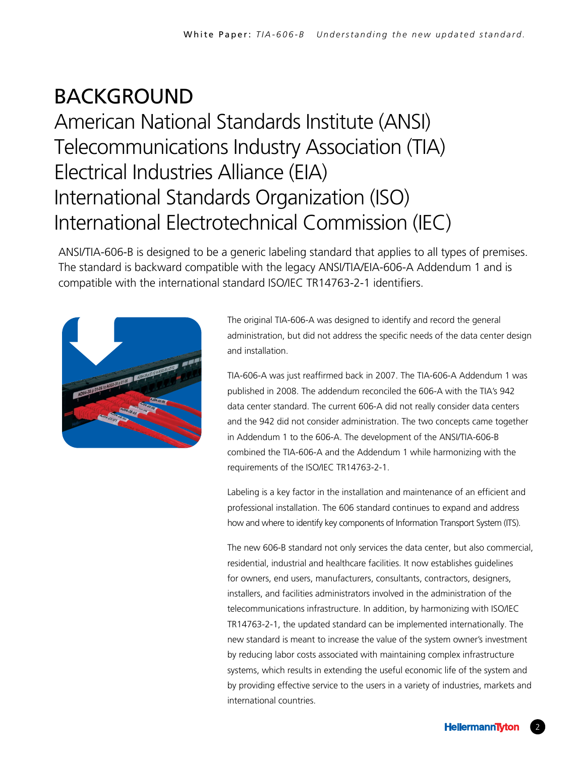# BACKGROUND

American National Standards Institute (ANSI)
Telecommunications Industry Association (TIA)
Electrical Industries Alliance (EIA)
International Standards Organization (ISO)
International Electrotechnical Commission (IEC)

ANSI/TIA-606-B is designed to be a generic labeling standard that applies to all types of premises. The standard is backward compatible with the legacy ANSI/TIA/EIA-606-A Addendum 1 and is compatible with the international standard ISO/IEC TR14763-2-1 identifiers.

The original TIA-606-A was designed to identify and record the general administration, but did not address the specific needs of the data center design and installation.

TIA-606-A was just reaffirmed back in 2007. The TIA-606-A Addendum 1 was published in 2008. The addendum reconciled the 606-A with the TIA's 942 data center standard. The current 606-A did not really consider data centers and the 942 did not consider administration. The two concepts came together in Addendum 1 to the 606-A. The development of the ANSI/TIA-606-B combined the TIA-606-A and the Addendum 1 while harmonizing with the requirements of the ISO/IEC TR14763-2-1.

Labeling is a key factor in the installation and maintenance of an efficient and professional installation. The 606 standard continues to expand and address how and where to identify key components of Information Transport System (ITS).

The new 606-B standard not only services the data center, but also commercial, residential, industrial and healthcare facilities. It now establishes guidelines for owners, end users, manufacturers, consultants, contractors, designers, installers, and facilities administrators involved in the administration of the telecommunications infrastructure. In addition, by harmonizing with ISO/IEC TR14763-2-1, the updated standard can be implemented internationally. The new standard is meant to increase the value of the system owner's investment by reducing labor costs associated with maintaining complex infrastructure systems, which results in extending the useful economic life of the system and by providing effective service to the users in a variety of industries, markets and international countries.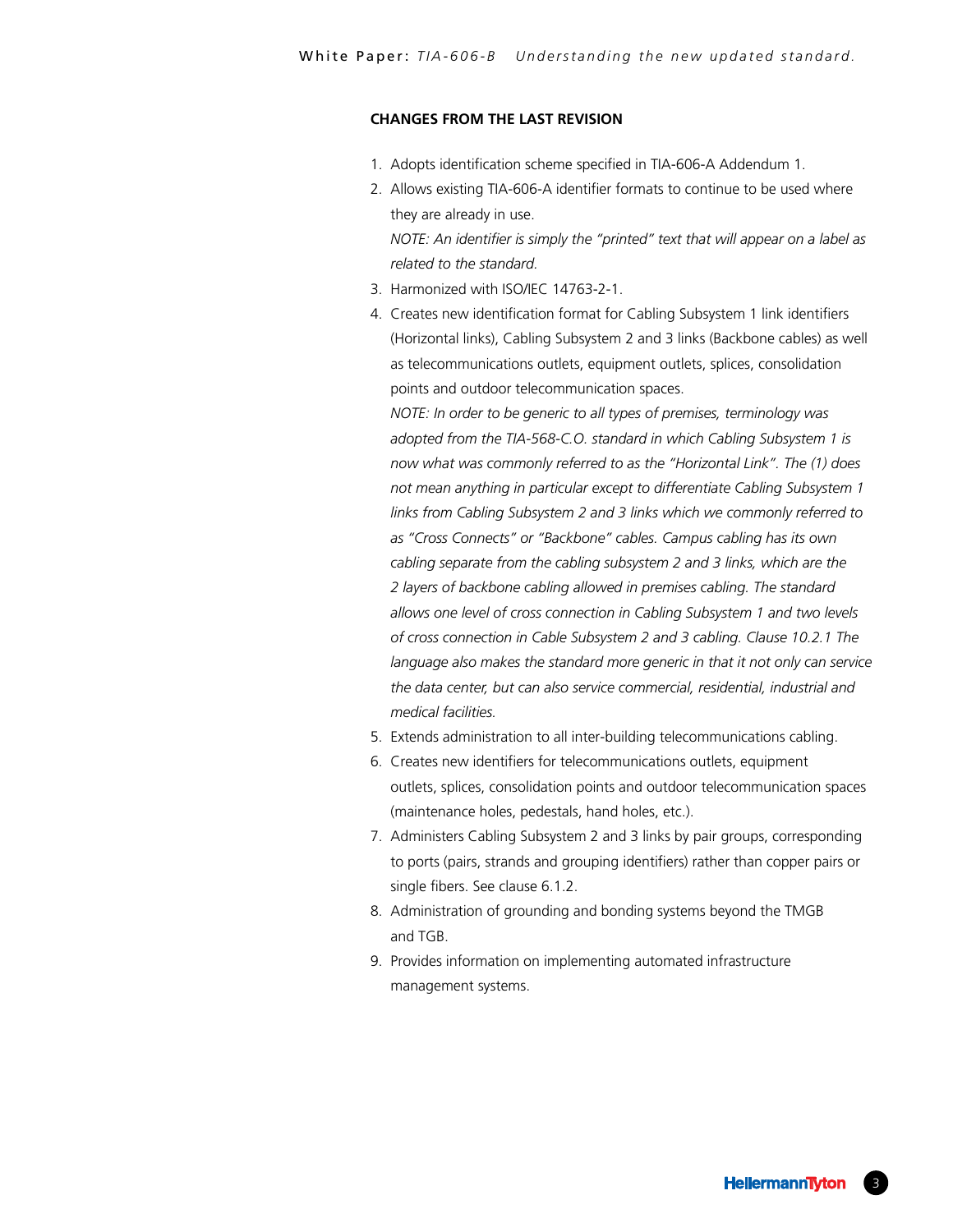## CHANGES FROM THE LAST REVISION

1. Adopts identification scheme specified in TIA-606-A Addendum 1.
2. Allows existing TIA-606-A identifier formats to continue to be used where they are already in use.
   *NOTE: An identifier is simply the "printed" text that will appear on a label as related to the standard.*
3. Harmonized with ISO/IEC 14763-2-1.
4. Creates new identification format for Cabling Subsystem 1 link identifiers (Horizontal links), Cabling Subsystem 2 and 3 links (Backbone cables) as well as telecommunications outlets, equipment outlets, splices, consolidation points and outdoor telecommunication spaces.
   *NOTE: In order to be generic to all types of premises, terminology was adopted from the TIA-568-C.O. standard in which Cabling Subsystem 1 is now what was commonly referred to as the "Horizontal Link". The (1) does not mean anything in particular except to differentiate Cabling Subsystem 1 links from Cabling Subsystem 2 and 3 links which we commonly referred to as "Cross Connects" or "Backbone" cables. Campus cabling has its own cabling separate from the cabling subsystem 2 and 3 links, which are the 2 layers of backbone cabling allowed in premises cabling. The standard allows one level of cross connection in Cabling Subsystem 1 and two levels of cross connection in Cable Subsystem 2 and 3 cabling. Clause 10.2.1 The language also makes the standard more generic in that it not only can service the data center, but can also service commercial, residential, industrial and medical facilities.*
5. Extends administration to all inter-building telecommunications cabling.
6. Creates new identifiers for telecommunications outlets, equipment outlets, splices, consolidation points and outdoor telecommunication spaces (maintenance holes, pedestals, hand holes, etc.).
7. Administers Cabling Subsystem 2 and 3 links by pair groups, corresponding to ports (pairs, strands and grouping identifiers) rather than copper pairs or single fibers. See clause 6.1.2.
8. Administration of grounding and bonding systems beyond the TMGB and TGB.
9. Provides information on implementing automated infrastructure management systems.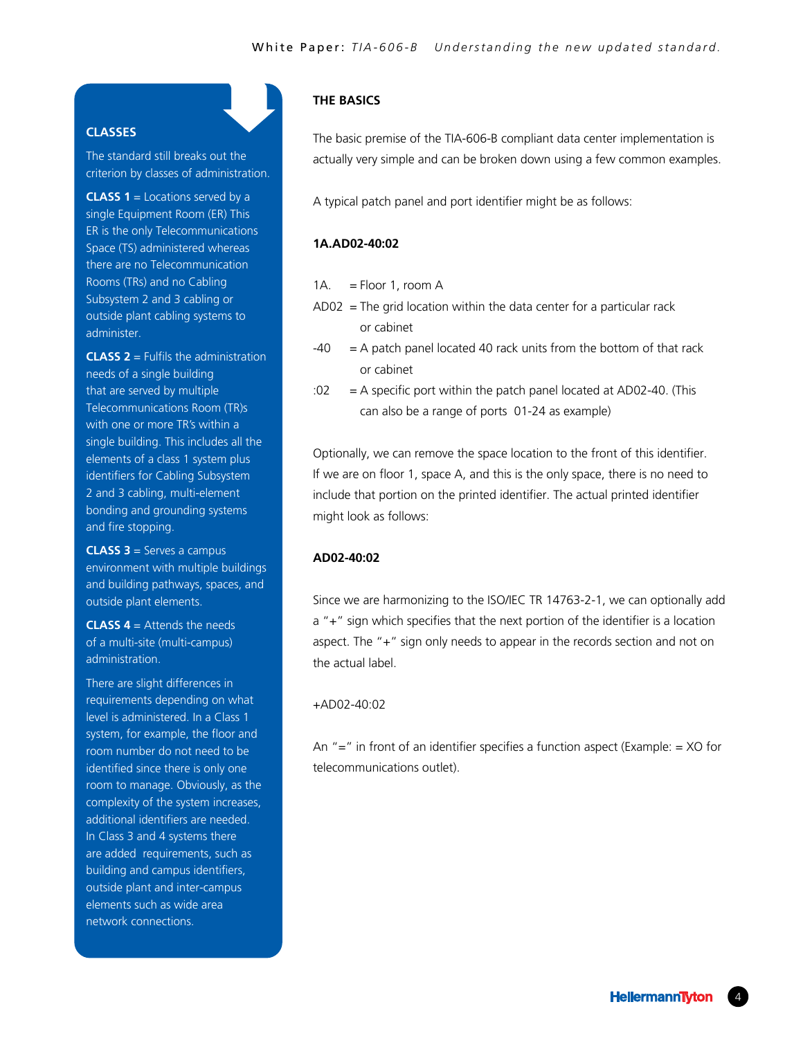## CLASSES

The standard still breaks out the criterion by classes of administration.

**CLASS 1** = Locations served by a single Equipment Room (ER) This ER is the only Telecommunications Space (TS) administered whereas there are no Telecommunication Rooms (TRs) and no Cabling Subsystem 2 and 3 cabling or outside plant cabling systems to administer.

**CLASS 2** = Fulfils the administration needs of a single building that are served by multiple Telecommunications Room (TR)s with one or more TR's within a single building. This includes all the elements of a class 1 system plus identifiers for Cabling Subsystem 2 and 3 cabling, multi-element bonding and grounding systems and fire stopping.

**CLASS 3** = Serves a campus environment with multiple buildings and building pathways, spaces, and outside plant elements.

**CLASS 4** = Attends the needs of a multi-site (multi-campus) administration.

There are slight differences in requirements depending on what level is administered. In a Class 1 system, for example, the floor and room number do not need to be identified since there is only one room to manage. Obviously, as the complexity of the system increases, additional identifiers are needed. In Class 3 and 4 systems there are added requirements, such as building and campus identifiers, outside plant and inter-campus elements such as wide area network connections.

## THE BASICS

The basic premise of the TIA-606-B compliant data center implementation is actually very simple and can be broken down using a few common examples.

A typical patch panel and port identifier might be as follows:

**1A.AD02-40:02**

1A. = Floor 1, room A

AD02 = The grid location within the data center for a particular rack or cabinet

-40 = A patch panel located 40 rack units from the bottom of that rack or cabinet

:02 = A specific port within the patch panel located at AD02-40. (This can also be a range of ports 01-24 as example)

Optionally, we can remove the space location to the front of this identifier. If we are on floor 1, space A, and this is the only space, there is no need to include that portion on the printed identifier. The actual printed identifier might look as follows:

**AD02-40:02**

Since we are harmonizing to the ISO/IEC TR 14763-2-1, we can optionally add a "+" sign which specifies that the next portion of the identifier is a location aspect. The "+" sign only needs to appear in the records section and not on the actual label.

+AD02-40:02

An "=" in front of an identifier specifies a function aspect (Example: = XO for telecommunications outlet).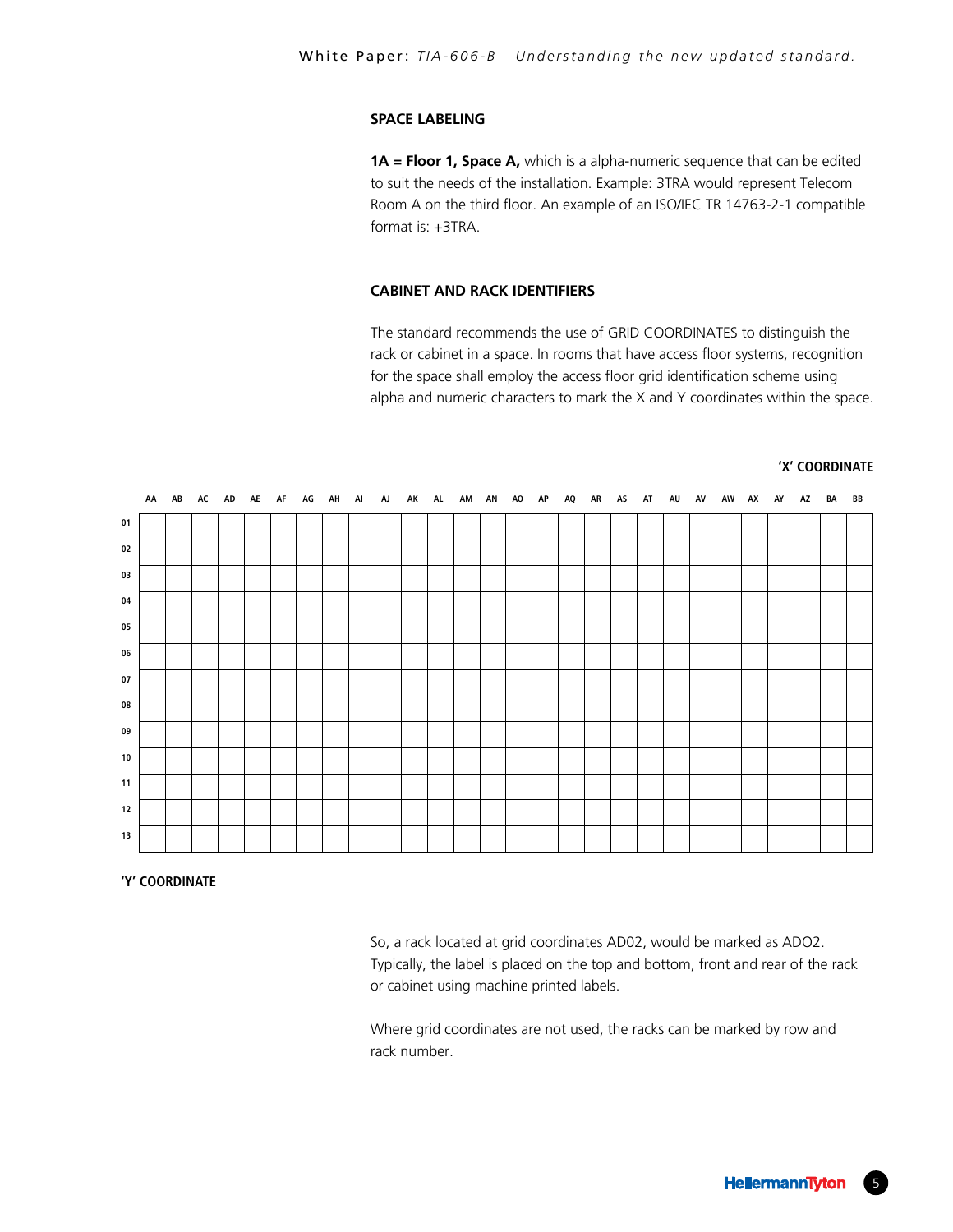### SPACE LABELING

**1A = Floor 1, Space A,** which is a alpha-numeric sequence that can be edited to suit the needs of the installation. Example: 3TRA would represent Telecom Room A on the third floor. An example of an ISO/IEC TR 14763-2-1 compatible format is: +3TRA.

### CABINET AND RACK IDENTIFIERS

The standard recommends the use of GRID COORDINATES to distinguish the rack or cabinet in a space. In rooms that have access floor systems, recognition for the space shall employ the access floor grid identification scheme using alpha and numeric characters to mark the X and Y coordinates within the space.

**'X' COORDINATE**

| | AA | AB | AC | AD | AE | AF | AG | AH | AI | AJ | AK | AL | AM | AN | AO | AP | AQ | AR | AS | AT | AU | AV | AW | AX | AY | AZ | BA | BB |
|---|---|---|---|---|---|---|---|---|---|---|---|---|---|---|---|---|---|---|---|---|---|---|---|---|---|---|---|---|
| 01 | | | | | | | | | | | | | | | | | | | | | | | | | | | | |
| 02 | | | | | | | | | | | | | | | | | | | | | | | | | | | | |
| 03 | | | | | | | | | | | | | | | | | | | | | | | | | | | | |
| 04 | | | | | | | | | | | | | | | | | | | | | | | | | | | | |
| 05 | | | | | | | | | | | | | | | | | | | | | | | | | | | | |
| 06 | | | | | | | | | | | | | | | | | | | | | | | | | | | | |
| 07 | | | | | | | | | | | | | | | | | | | | | | | | | | | | |
| 08 | | | | | | | | | | | | | | | | | | | | | | | | | | | | |
| 09 | | | | | | | | | | | | | | | | | | | | | | | | | | | | |
| 10 | | | | | | | | | | | | | | | | | | | | | | | | | | | | |
| 11 | | | | | | | | | | | | | | | | | | | | | | | | | | | | |
| 12 | | | | | | | | | | | | | | | | | | | | | | | | | | | | |
| 13 | | | | | | | | | | | | | | | | | | | | | | | | | | | | |

**'Y' COORDINATE**

So, a rack located at grid coordinates AD02, would be marked as ADO2. Typically, the label is placed on the top and bottom, front and rear of the rack or cabinet using machine printed labels.

Where grid coordinates are not used, the racks can be marked by row and rack number.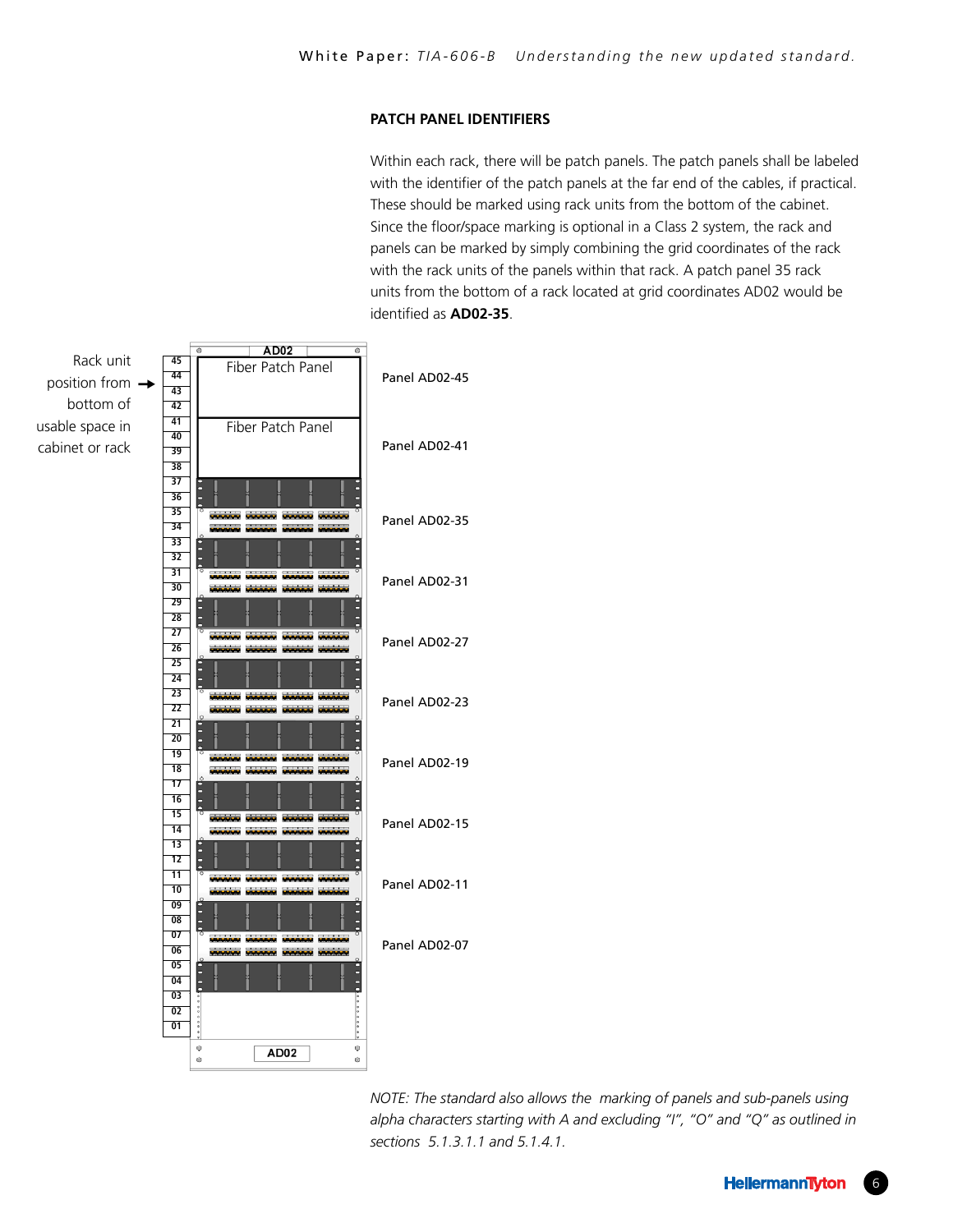## PATCH PANEL IDENTIFIERS

Within each rack, there will be patch panels. The patch panels shall be labeled with the identifier of the patch panels at the far end of the cables, if practical. These should be marked using rack units from the bottom of the cabinet. Since the floor/space marking is optional in a Class 2 system, the rack and panels can be marked by simply combining the grid coordinates of the rack with the rack units of the panels within that rack. A patch panel 35 rack units from the bottom of a rack located at grid coordinates AD02 would be identified as **AD02-35**.

Rack unit position from bottom of usable space in cabinet or rack

AD02

Fiber Patch Panel — Panel AD02-45

Fiber Patch Panel — Panel AD02-41

Panel AD02-35

Panel AD02-31

Panel AD02-27

Panel AD02-23

Panel AD02-19

Panel AD02-15

Panel AD02-11

Panel AD02-07

*NOTE: The standard also allows the marking of panels and sub-panels using alpha characters starting with A and excluding "I", "O" and "Q" as outlined in sections 5.1.3.1.1 and 5.1.4.1.*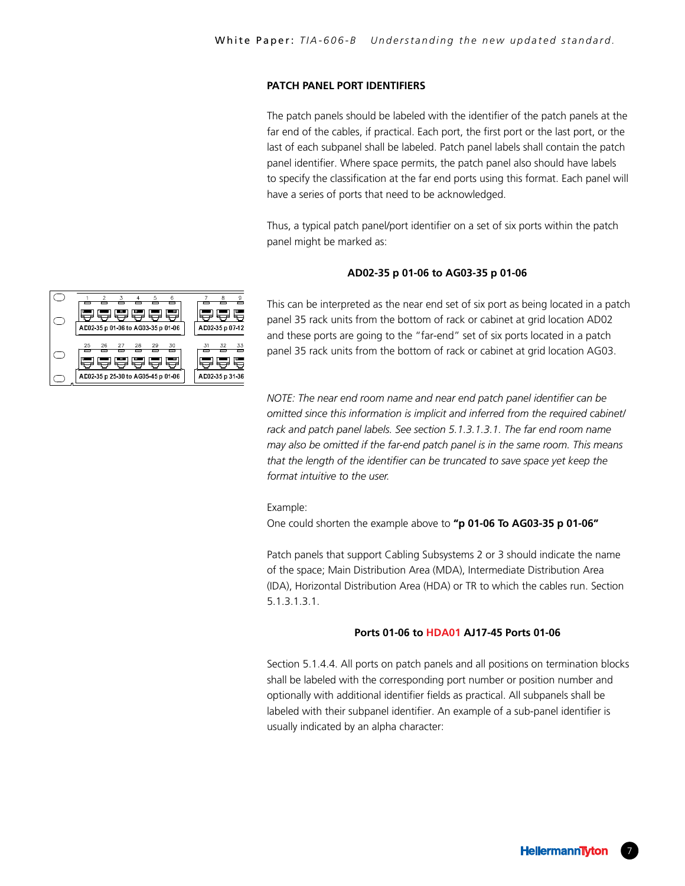## PATCH PANEL PORT IDENTIFIERS

The patch panels should be labeled with the identifier of the patch panels at the far end of the cables, if practical. Each port, the first port or the last port, or the last of each subpanel shall be labeled. Patch panel labels shall contain the patch panel identifier. Where space permits, the patch panel also should have labels to specify the classification at the far end ports using this format. Each panel will have a series of ports that need to be acknowledged.

Thus, a typical patch panel/port identifier on a set of six ports within the patch panel might be marked as:

**AD02-35 p 01-06 to AG03-35 p 01-06**

This can be interpreted as the near end set of six port as being located in a patch panel 35 rack units from the bottom of rack or cabinet at grid location AD02 and these ports are going to the "far-end" set of six ports located in a patch panel 35 rack units from the bottom of rack or cabinet at grid location AG03.

*NOTE: The near end room name and near end patch panel identifier can be omitted since this information is implicit and inferred from the required cabinet/ rack and patch panel labels. See section 5.1.3.1.3.1. The far end room name may also be omitted if the far-end patch panel is in the same room. This means that the length of the identifier can be truncated to save space yet keep the format intuitive to the user.*

Example:
One could shorten the example above to **"p 01-06 To AG03-35 p 01-06"**

Patch panels that support Cabling Subsystems 2 or 3 should indicate the name of the space; Main Distribution Area (MDA), Intermediate Distribution Area (IDA), Horizontal Distribution Area (HDA) or TR to which the cables run. Section 5.1.3.1.3.1.

**Ports 01-06 to HDA01 AJ17-45 Ports 01-06**

Section 5.1.4.4. All ports on patch panels and all positions on termination blocks shall be labeled with the corresponding port number or position number and optionally with additional identifier fields as practical. All subpanels shall be labeled with their subpanel identifier. An example of a sub-panel identifier is usually indicated by an alpha character: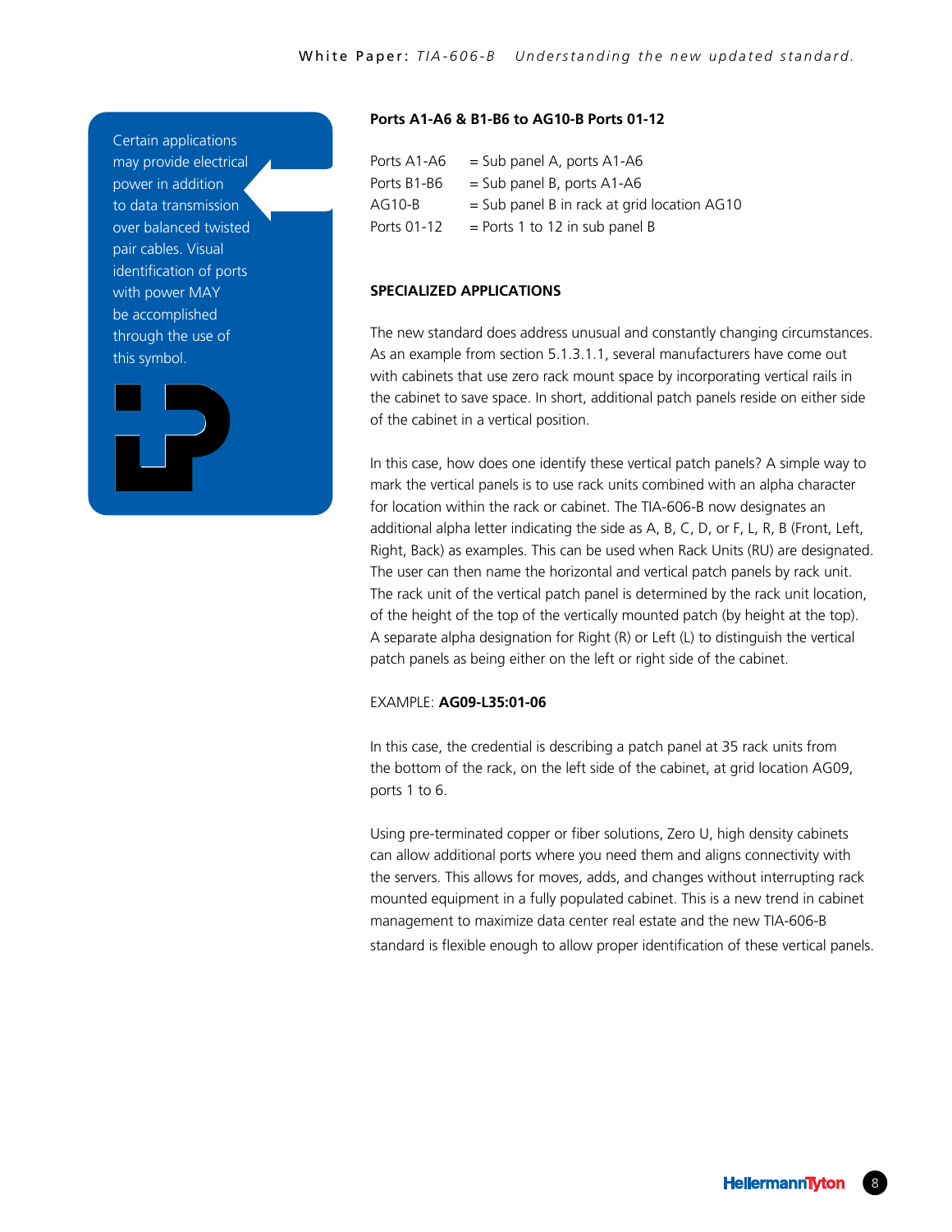Certain applications may provide electrical power in addition to data transmission over balanced twisted pair cables. Visual identification of ports with power MAY be accomplished through the use of this symbol.

**Ports A1-A6 & B1-B6 to AG10-B Ports 01-12**

| | |
|---|---|
| Ports A1-A6 | = Sub panel A, ports A1-A6 |
| Ports B1-B6 | = Sub panel B, ports A1-A6 |
| AG10-B | = Sub panel B in rack at grid location AG10 |
| Ports 01-12 | = Ports 1 to 12 in sub panel B |

## SPECIALIZED APPLICATIONS

The new standard does address unusual and constantly changing circumstances. As an example from section 5.1.3.1.1, several manufacturers have come out with cabinets that use zero rack mount space by incorporating vertical rails in the cabinet to save space. In short, additional patch panels reside on either side of the cabinet in a vertical position.

In this case, how does one identify these vertical patch panels? A simple way to mark the vertical panels is to use rack units combined with an alpha character for location within the rack or cabinet. The TIA-606-B now designates an additional alpha letter indicating the side as A, B, C, D, or F, L, R, B (Front, Left, Right, Back) as examples. This can be used when Rack Units (RU) are designated. The user can then name the horizontal and vertical patch panels by rack unit. The rack unit of the vertical patch panel is determined by the rack unit location, of the height of the top of the vertically mounted patch (by height at the top). A separate alpha designation for Right (R) or Left (L) to distinguish the vertical patch panels as being either on the left or right side of the cabinet.

EXAMPLE: **AG09-L35:01-06**

In this case, the credential is describing a patch panel at 35 rack units from the bottom of the rack, on the left side of the cabinet, at grid location AG09, ports 1 to 6.

Using pre-terminated copper or fiber solutions, Zero U, high density cabinets can allow additional ports where you need them and aligns connectivity with the servers. This allows for moves, adds, and changes without interrupting rack mounted equipment in a fully populated cabinet. This is a new trend in cabinet management to maximize data center real estate and the new TIA-606-B standard is flexible enough to allow proper identification of these vertical panels.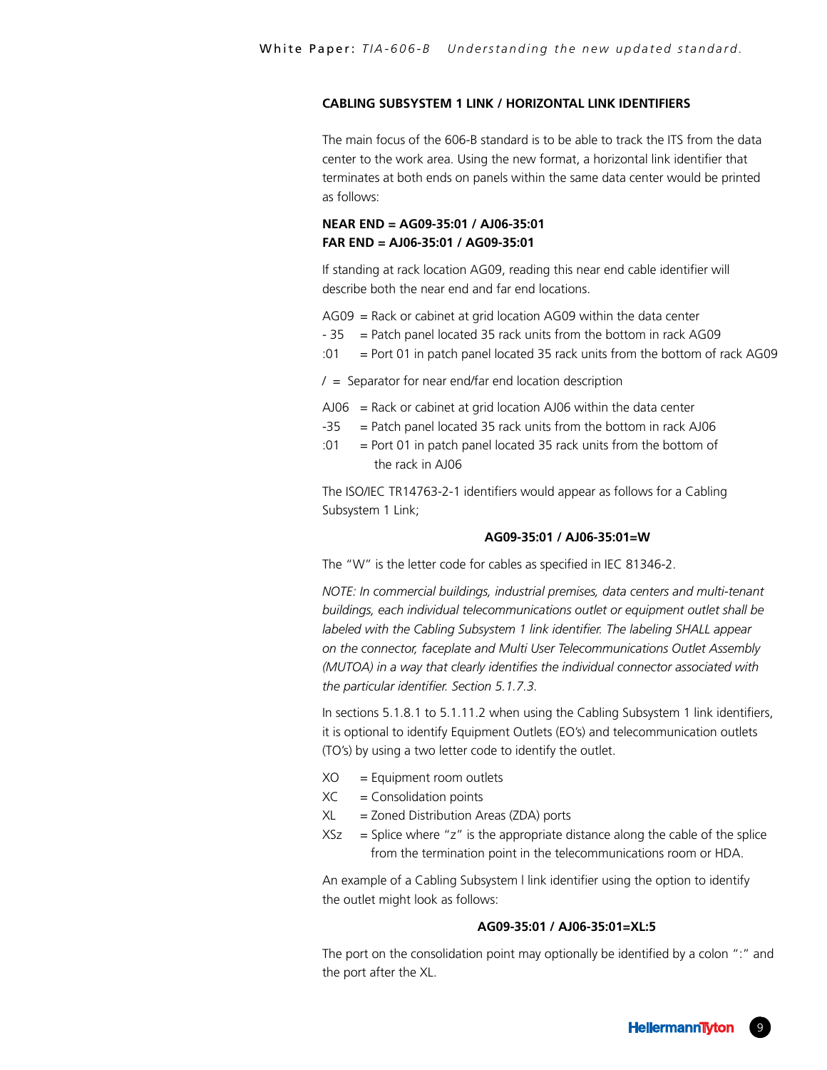### CABLING SUBSYSTEM 1 LINK / HORIZONTAL LINK IDENTIFIERS

The main focus of the 606-B standard is to be able to track the ITS from the data center to the work area. Using the new format, a horizontal link identifier that terminates at both ends on panels within the same data center would be printed as follows:

**NEAR END = AG09-35:01 / AJ06-35:01**
**FAR END = AJ06-35:01 / AG09-35:01**

If standing at rack location AG09, reading this near end cable identifier will describe both the near end and far end locations.

AG09 = Rack or cabinet at grid location AG09 within the data center
- 35 = Patch panel located 35 rack units from the bottom in rack AG09
:01 = Port 01 in patch panel located 35 rack units from the bottom of rack AG09

/ = Separator for near end/far end location description

AJ06 = Rack or cabinet at grid location AJ06 within the data center
-35 = Patch panel located 35 rack units from the bottom in rack AJ06
:01 = Port 01 in patch panel located 35 rack units from the bottom of the rack in AJ06

The ISO/IEC TR14763-2-1 identifiers would appear as follows for a Cabling Subsystem 1 Link;

**AG09-35:01 / AJ06-35:01=W**

The "W" is the letter code for cables as specified in IEC 81346-2.

*NOTE: In commercial buildings, industrial premises, data centers and multi-tenant buildings, each individual telecommunications outlet or equipment outlet shall be labeled with the Cabling Subsystem 1 link identifier. The labeling SHALL appear on the connector, faceplate and Multi User Telecommunications Outlet Assembly (MUTOA) in a way that clearly identifies the individual connector associated with the particular identifier. Section 5.1.7.3.*

In sections 5.1.8.1 to 5.1.11.2 when using the Cabling Subsystem 1 link identifiers, it is optional to identify Equipment Outlets (EO's) and telecommunication outlets (TO's) by using a two letter code to identify the outlet.

XO = Equipment room outlets
XC = Consolidation points
XL = Zoned Distribution Areas (ZDA) ports
XSz = Splice where "z" is the appropriate distance along the cable of the splice from the termination point in the telecommunications room or HDA.

An example of a Cabling Subsystem l link identifier using the option to identify the outlet might look as follows:

**AG09-35:01 / AJ06-35:01=XL:5**

The port on the consolidation point may optionally be identified by a colon ":" and the port after the XL.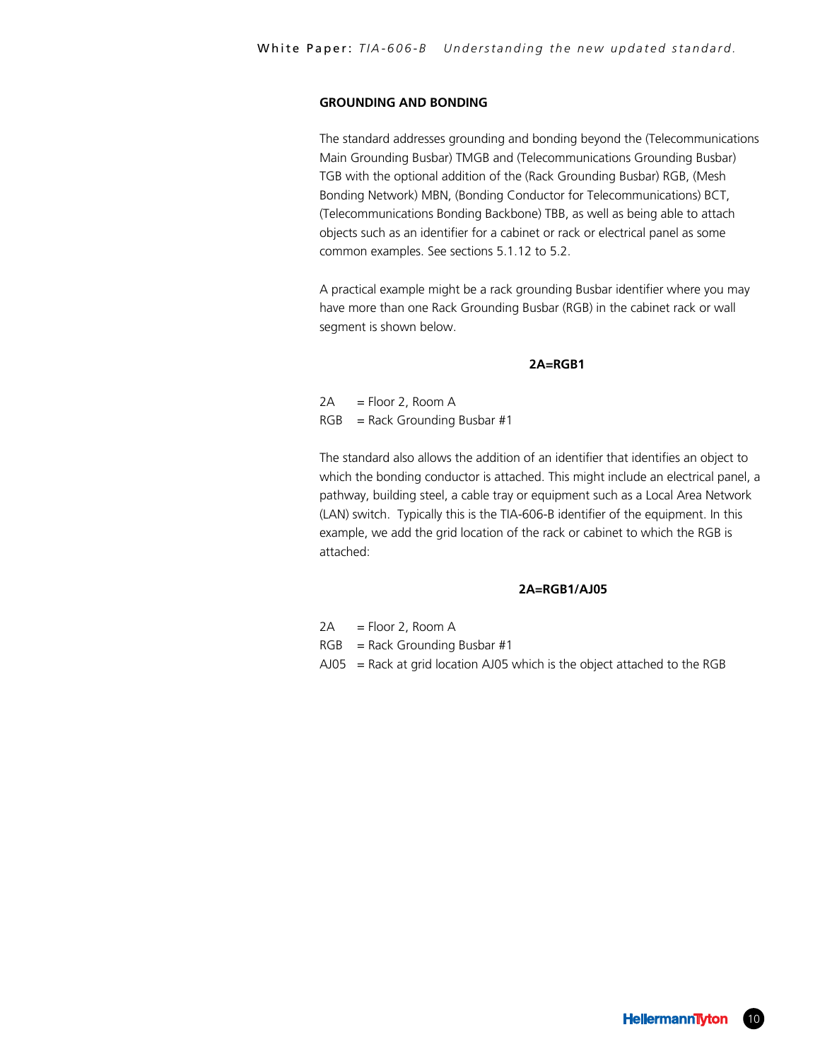## GROUNDING AND BONDING

The standard addresses grounding and bonding beyond the (Telecommunications Main Grounding Busbar) TMGB and (Telecommunications Grounding Busbar) TGB with the optional addition of the (Rack Grounding Busbar) RGB, (Mesh Bonding Network) MBN, (Bonding Conductor for Telecommunications) BCT, (Telecommunications Bonding Backbone) TBB, as well as being able to attach objects such as an identifier for a cabinet or rack or electrical panel as some common examples. See sections 5.1.12 to 5.2.

A practical example might be a rack grounding Busbar identifier where you may have more than one Rack Grounding Busbar (RGB) in the cabinet rack or wall segment is shown below.

**2A=RGB1**

2A = Floor 2, Room A
RGB = Rack Grounding Busbar #1

The standard also allows the addition of an identifier that identifies an object to which the bonding conductor is attached. This might include an electrical panel, a pathway, building steel, a cable tray or equipment such as a Local Area Network (LAN) switch. Typically this is the TIA-606-B identifier of the equipment. In this example, we add the grid location of the rack or cabinet to which the RGB is attached:

**2A=RGB1/AJ05**

2A = Floor 2, Room A
RGB = Rack Grounding Busbar #1
AJ05 = Rack at grid location AJ05 which is the object attached to the RGB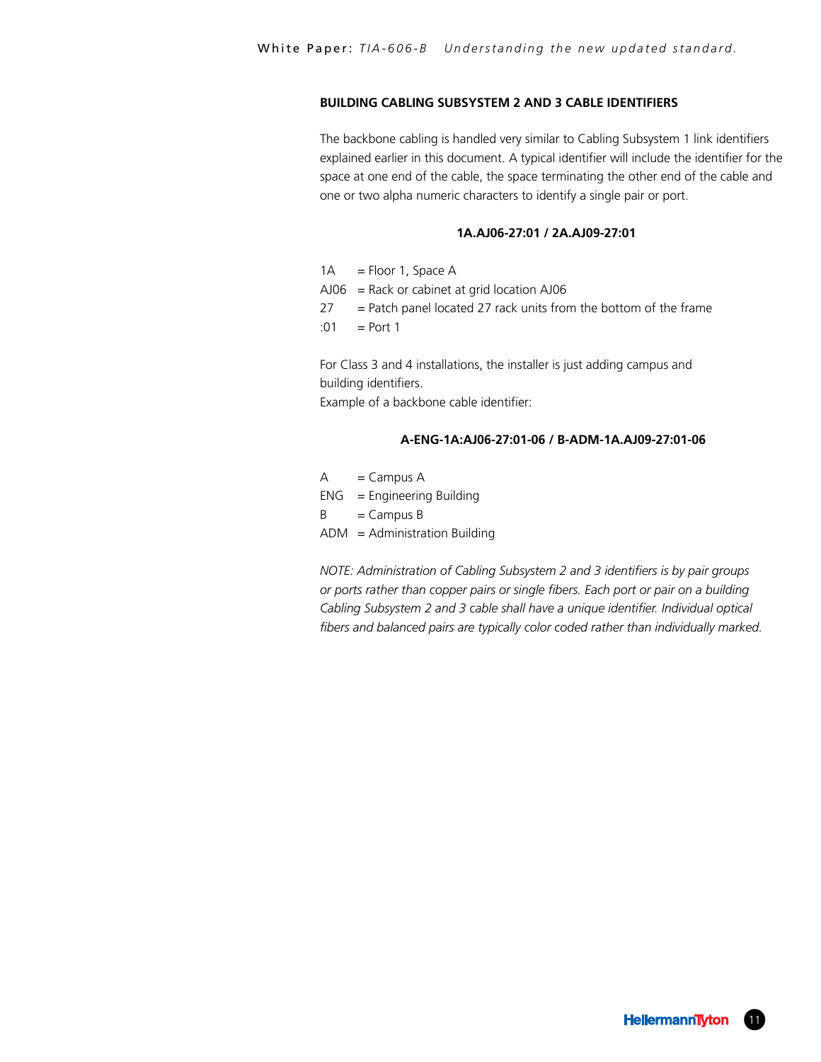### BUILDING CABLING SUBSYSTEM 2 AND 3 CABLE IDENTIFIERS

The backbone cabling is handled very similar to Cabling Subsystem 1 link identifiers explained earlier in this document. A typical identifier will include the identifier for the space at one end of the cable, the space terminating the other end of the cable and one or two alpha numeric characters to identify a single pair or port.

**1A.AJ06-27:01 / 2A.AJ09-27:01**

1A = Floor 1, Space A
AJ06 = Rack or cabinet at grid location AJ06
27 = Patch panel located 27 rack units from the bottom of the frame
:01 = Port 1

For Class 3 and 4 installations, the installer is just adding campus and building identifiers.
Example of a backbone cable identifier:

**A-ENG-1A:AJ06-27:01-06 / B-ADM-1A.AJ09-27:01-06**

A = Campus A
ENG = Engineering Building
B = Campus B
ADM = Administration Building

*NOTE: Administration of Cabling Subsystem 2 and 3 identifiers is by pair groups or ports rather than copper pairs or single fibers. Each port or pair on a building Cabling Subsystem 2 and 3 cable shall have a unique identifier. Individual optical fibers and balanced pairs are typically color coded rather than individually marked.*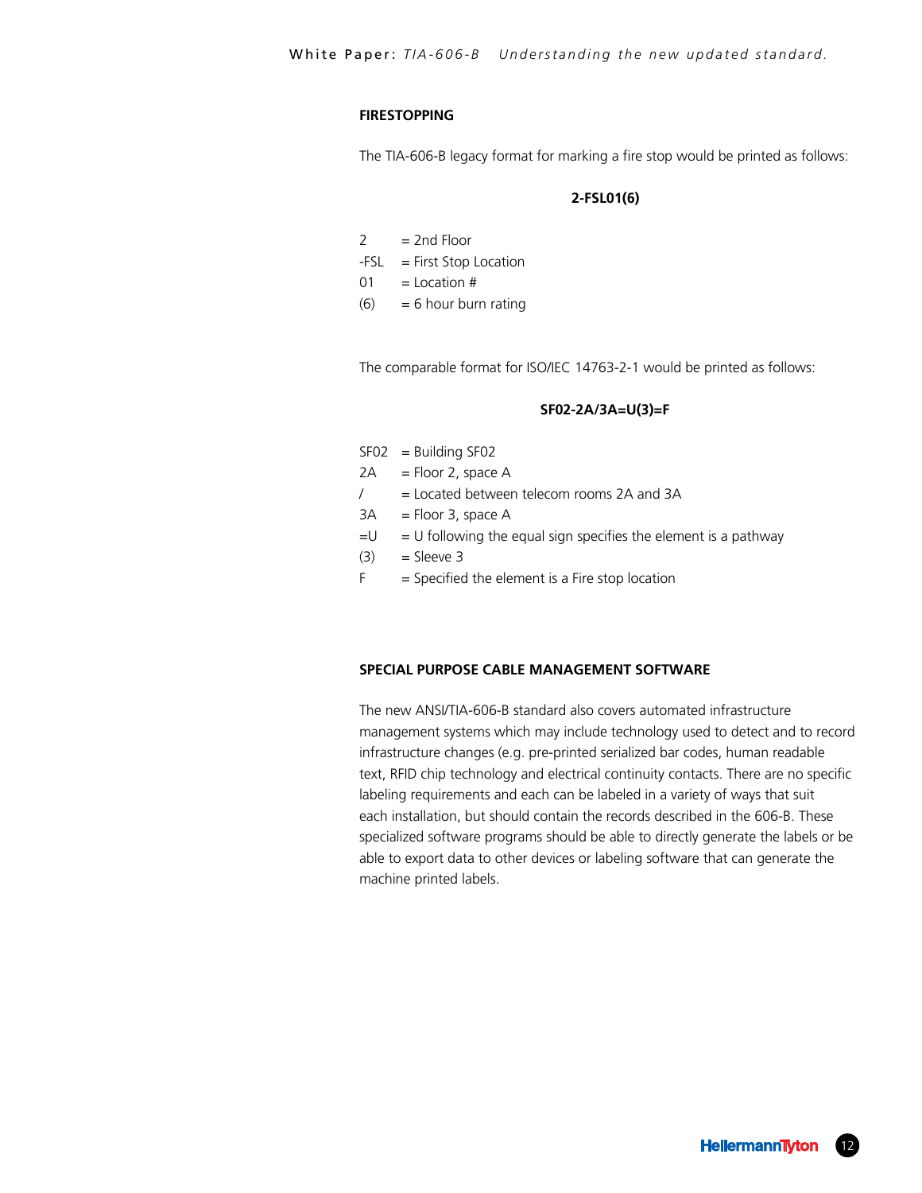## FIRESTOPPING

The TIA-606-B legacy format for marking a fire stop would be printed as follows:

**2-FSL01(6)**

2 = 2nd Floor
-FSL = First Stop Location
01 = Location #
(6) = 6 hour burn rating

The comparable format for ISO/IEC 14763-2-1 would be printed as follows:

**SF02-2A/3A=U(3)=F**

SF02 = Building SF02
2A = Floor 2, space A
/ = Located between telecom rooms 2A and 3A
3A = Floor 3, space A
=U = U following the equal sign specifies the element is a pathway
(3) = Sleeve 3
F = Specified the element is a Fire stop location

## SPECIAL PURPOSE CABLE MANAGEMENT SOFTWARE

The new ANSI/TIA-606-B standard also covers automated infrastructure management systems which may include technology used to detect and to record infrastructure changes (e.g. pre-printed serialized bar codes, human readable text, RFID chip technology and electrical continuity contacts. There are no specific labeling requirements and each can be labeled in a variety of ways that suit each installation, but should contain the records described in the 606-B. These specialized software programs should be able to directly generate the labels or be able to export data to other devices or labeling software that can generate the machine printed labels.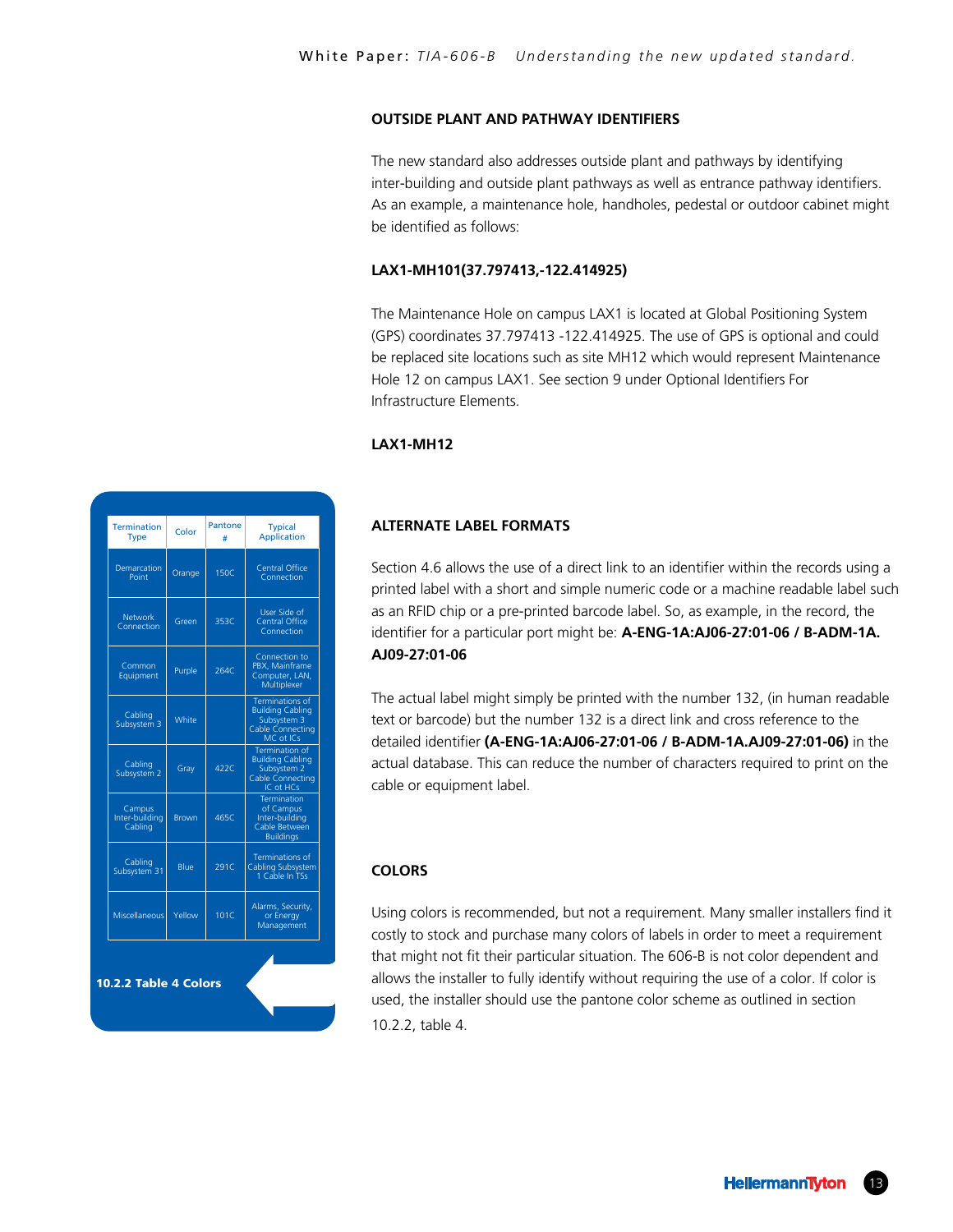## OUTSIDE PLANT AND PATHWAY IDENTIFIERS

The new standard also addresses outside plant and pathways by identifying inter-building and outside plant pathways as well as entrance pathway identifiers. As an example, a maintenance hole, handholes, pedestal or outdoor cabinet might be identified as follows:

**LAX1-MH101(37.797413,-122.414925)**

The Maintenance Hole on campus LAX1 is located at Global Positioning System (GPS) coordinates 37.797413 -122.414925. The use of GPS is optional and could be replaced site locations such as site MH12 which would represent Maintenance Hole 12 on campus LAX1. See section 9 under Optional Identifiers For Infrastructure Elements.

**LAX1-MH12**

## ALTERNATE LABEL FORMATS

Section 4.6 allows the use of a direct link to an identifier within the records using a printed label with a short and simple numeric code or a machine readable label such as an RFID chip or a pre-printed barcode label. So, as example, in the record, the identifier for a particular port might be: **A-ENG-1A:AJ06-27:01-06 / B-ADM-1A.AJ09-27:01-06**

The actual label might simply be printed with the number 132, (in human readable text or barcode) but the number 132 is a direct link and cross reference to the detailed identifier **(A-ENG-1A:AJ06-27:01-06 / B-ADM-1A.AJ09-27:01-06)** in the actual database. This can reduce the number of characters required to print on the cable or equipment label.

## COLORS

Using colors is recommended, but not a requirement. Many smaller installers find it costly to stock and purchase many colors of labels in order to meet a requirement that might not fit their particular situation. The 606-B is not color dependent and allows the installer to fully identify without requiring the use of a color. If color is used, the installer should use the pantone color scheme as outlined in section 10.2.2, table 4.

| Termination Type | Color | Pantone # | Typical Application |
|---|---|---|---|
| Demarcation Point | Orange | 150C | Central Office Connection |
| Network Connection | Green | 353C | User Side of Central Office Connection |
| Common Equipment | Purple | 264C | Connection to PBX, Mainframe Computer, LAN, Multiplexer |
| Cabling Subsystem 3 | White | | Terminations of Building Cabling Subsystem 3 Cable Connecting MC ot ICs |
| Cabling Subsystem 2 | Gray | 422C | Termination of Building Cabling Subsystem 2 Cable Connecting IC ot HCs |
| Campus Inter-building Cabling | Brown | 465C | Termination of Campus Inter-building Cable Between Buildings |
| Cabling Subsystem 31 | Blue | 291C | Terminations of Cabling Subsystem 1 Cable In TSs |
| Miscellaneous | Yellow | 101C | Alarms, Security, or Energy Management |

**10.2.2 Table 4 Colors**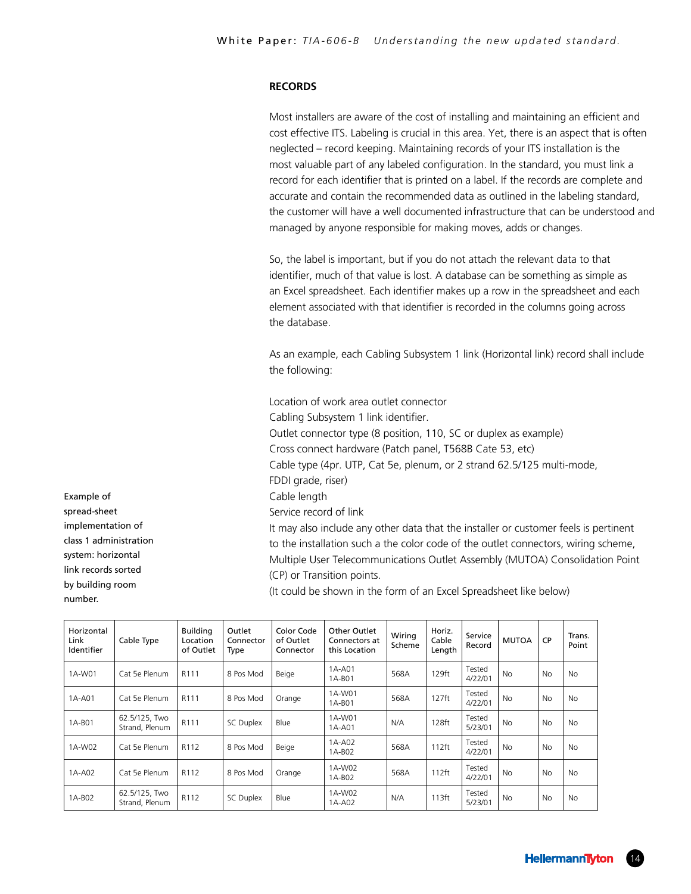## RECORDS

Most installers are aware of the cost of installing and maintaining an efficient and cost effective ITS. Labeling is crucial in this area. Yet, there is an aspect that is often neglected – record keeping. Maintaining records of your ITS installation is the most valuable part of any labeled configuration. In the standard, you must link a record for each identifier that is printed on a label. If the records are complete and accurate and contain the recommended data as outlined in the labeling standard, the customer will have a well documented infrastructure that can be understood and managed by anyone responsible for making moves, adds or changes.

So, the label is important, but if you do not attach the relevant data to that identifier, much of that value is lost. A database can be something as simple as an Excel spreadsheet. Each identifier makes up a row in the spreadsheet and each element associated with that identifier is recorded in the columns going across the database.

As an example, each Cabling Subsystem 1 link (Horizontal link) record shall include the following:

Location of work area outlet connector
Cabling Subsystem 1 link identifier.
Outlet connector type (8 position, 110, SC or duplex as example)
Cross connect hardware (Patch panel, T568B Cate 53, etc)
Cable type (4pr. UTP, Cat 5e, plenum, or 2 strand 62.5/125 multi-mode, FDDI grade, riser)
Cable length
Service record of link
It may also include any other data that the installer or customer feels is pertinent to the installation such a the color code of the outlet connectors, wiring scheme, Multiple User Telecommunications Outlet Assembly (MUTOA) Consolidation Point (CP) or Transition points.
(It could be shown in the form of an Excel Spreadsheet like below)

Example of spread-sheet implementation of class 1 administration system: horizontal link records sorted by building room number.

| Horizontal Link Identifier | Cable Type | Building Location of Outlet | Outlet Connector Type | Color Code of Outlet Connector | Other Outlet Connectors at this Location | Wiring Scheme | Horiz. Cable Length | Service Record | MUTOA | CP | Trans. Point |
|---|---|---|---|---|---|---|---|---|---|---|---|
| 1A-W01 | Cat 5e Plenum | R111 | 8 Pos Mod | Beige | 1A-A01 1A-B01 | 568A | 129ft | Tested 4/22/01 | No | No | No |
| 1A-A01 | Cat 5e Plenum | R111 | 8 Pos Mod | Orange | 1A-W01 1A-B01 | 568A | 127ft | Tested 4/22/01 | No | No | No |
| 1A-B01 | 62.5/125, Two Strand, Plenum | R111 | SC Duplex | Blue | 1A-W01 1A-A01 | N/A | 128ft | Tested 5/23/01 | No | No | No |
| 1A-W02 | Cat 5e Plenum | R112 | 8 Pos Mod | Beige | 1A-A02 1A-B02 | 568A | 112ft | Tested 4/22/01 | No | No | No |
| 1A-A02 | Cat 5e Plenum | R112 | 8 Pos Mod | Orange | 1A-W02 1A-B02 | 568A | 112ft | Tested 4/22/01 | No | No | No |
| 1A-B02 | 62.5/125, Two Strand, Plenum | R112 | SC Duplex | Blue | 1A-W02 1A-A02 | N/A | 113ft | Tested 5/23/01 | No | No | No |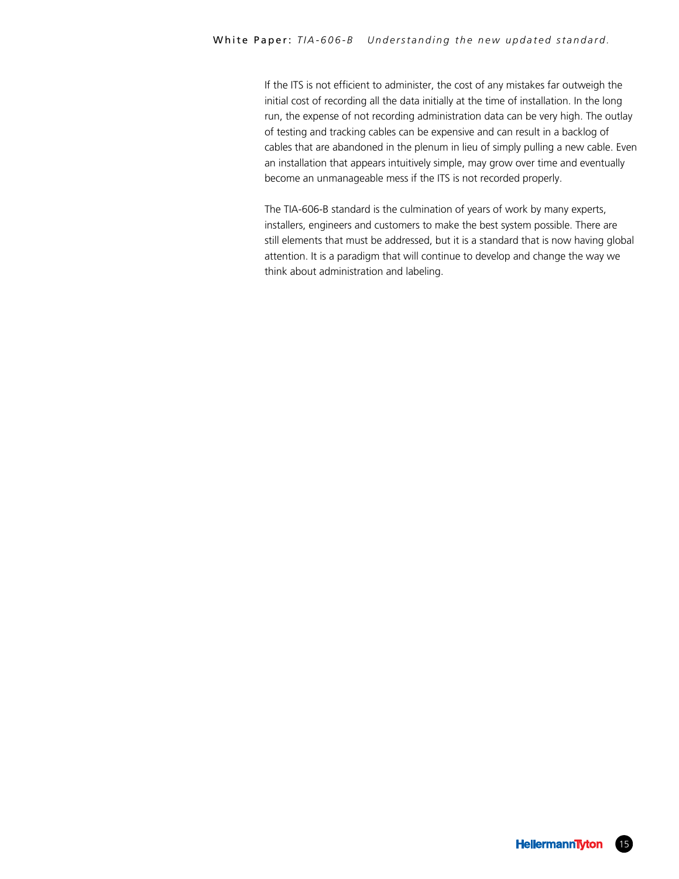If the ITS is not efficient to administer, the cost of any mistakes far outweigh the initial cost of recording all the data initially at the time of installation. In the long run, the expense of not recording administration data can be very high. The outlay of testing and tracking cables can be expensive and can result in a backlog of cables that are abandoned in the plenum in lieu of simply pulling a new cable. Even an installation that appears intuitively simple, may grow over time and eventually become an unmanageable mess if the ITS is not recorded properly.

The TIA-606-B standard is the culmination of years of work by many experts, installers, engineers and customers to make the best system possible. There are still elements that must be addressed, but it is a standard that is now having global attention. It is a paradigm that will continue to develop and change the way we think about administration and labeling.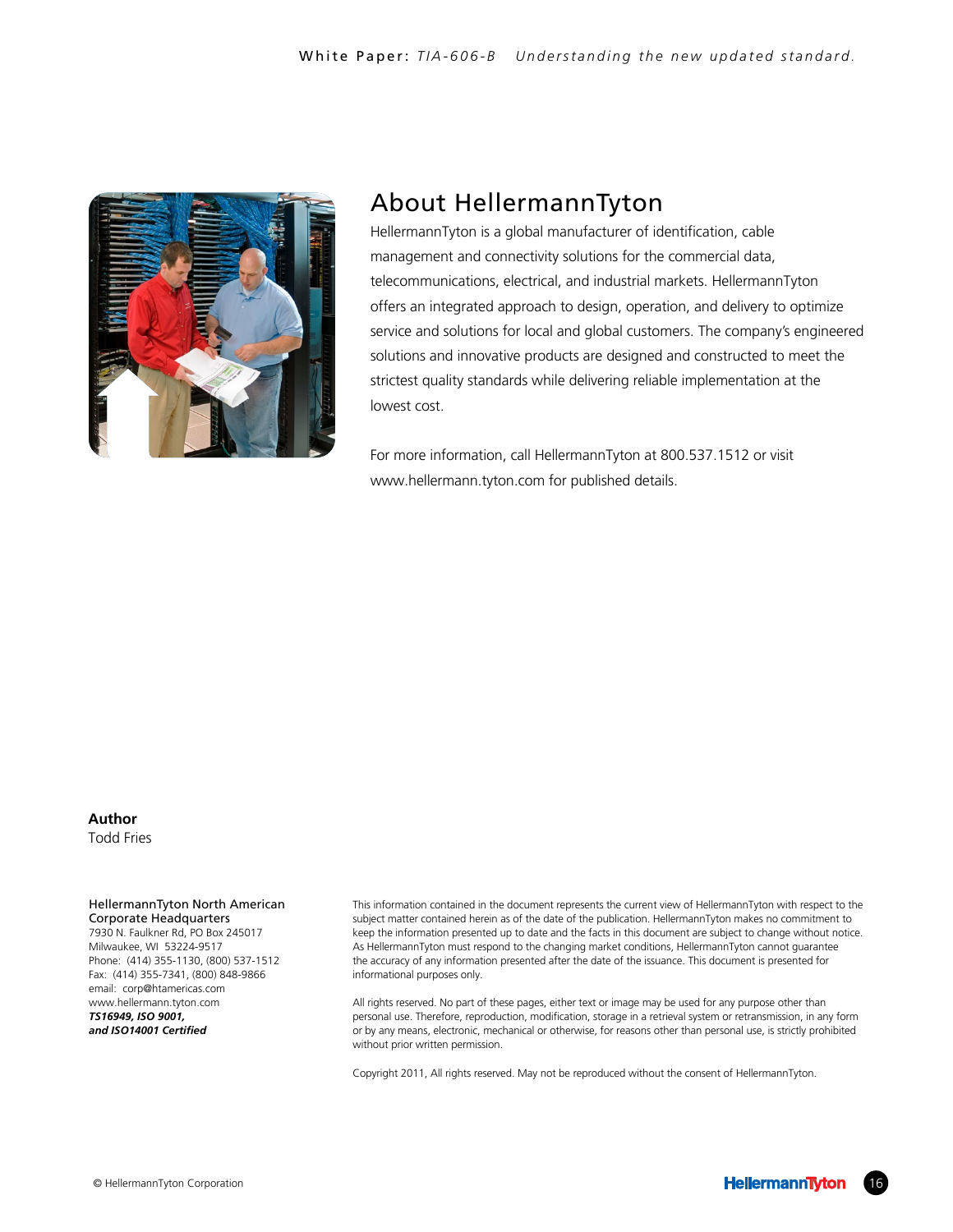## About HellermannTyton

HellermannTyton is a global manufacturer of identification, cable management and connectivity solutions for the commercial data, telecommunications, electrical, and industrial markets. HellermannTyton offers an integrated approach to design, operation, and delivery to optimize service and solutions for local and global customers. The company's engineered solutions and innovative products are designed and constructed to meet the strictest quality standards while delivering reliable implementation at the lowest cost.

For more information, call HellermannTyton at 800.537.1512 or visit www.hellermann.tyton.com for published details.

**Author**
Todd Fries

HellermannTyton North American Corporate Headquarters
7930 N. Faulkner Rd, PO Box 245017
Milwaukee, WI 53224-9517
Phone: (414) 355-1130, (800) 537-1512
Fax: (414) 355-7341, (800) 848-9866
email: corp@htamericas.com
www.hellermann.tyton.com
***TS16949, ISO 9001, and ISO14001 Certified***

This information contained in the document represents the current view of HellermannTyton with respect to the subject matter contained herein as of the date of the publication. HellermannTyton makes no commitment to keep the information presented up to date and the facts in this document are subject to change without notice. As HellermannTyton must respond to the changing market conditions, HellermannTyton cannot guarantee the accuracy of any information presented after the date of the issuance. This document is presented for informational purposes only.

All rights reserved. No part of these pages, either text or image may be used for any purpose other than personal use. Therefore, reproduction, modification, storage in a retrieval system or retransmission, in any form or by any means, electronic, mechanical or otherwise, for reasons other than personal use, is strictly prohibited without prior written permission.

Copyright 2011, All rights reserved. May not be reproduced without the consent of HellermannTyton.